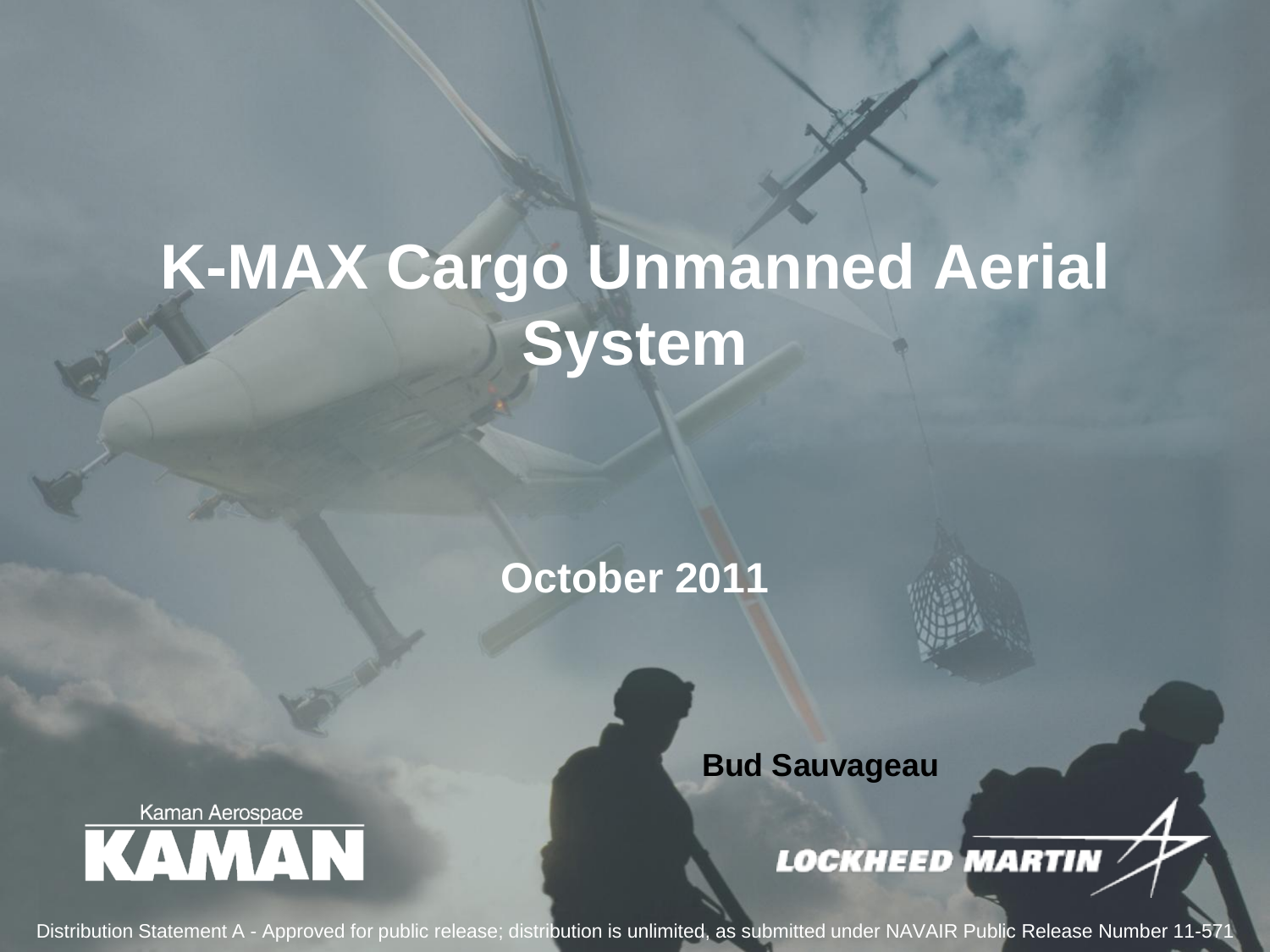# K-MAX Cargo Unmanned Aerial System

**October 2011**

**Bud Sauvageau**

Kaman Aerospace
KAMAN

LOCKHEED MARTIN

Distribution Statement A - Approved for public release; distribution is unlimited, as submitted under NAVAIR Public Release Number 11-571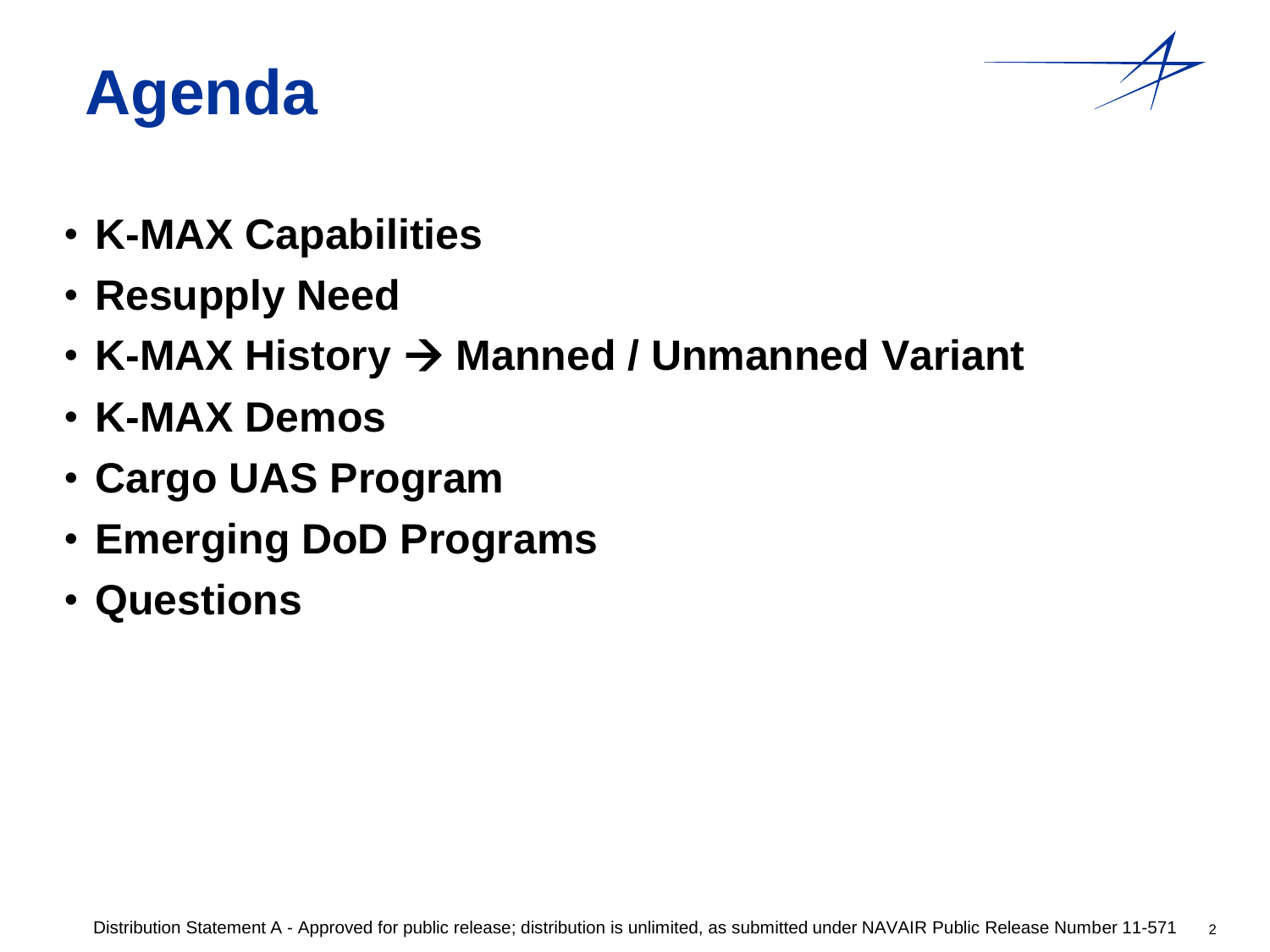# Agenda

- **K-MAX Capabilities**
- **Resupply Need**
- **K-MAX History → Manned / Unmanned Variant**
- **K-MAX Demos**
- **Cargo UAS Program**
- **Emerging DoD Programs**
- **Questions**

Distribution Statement A - Approved for public release; distribution is unlimited, as submitted under NAVAIR Public Release Number 11-571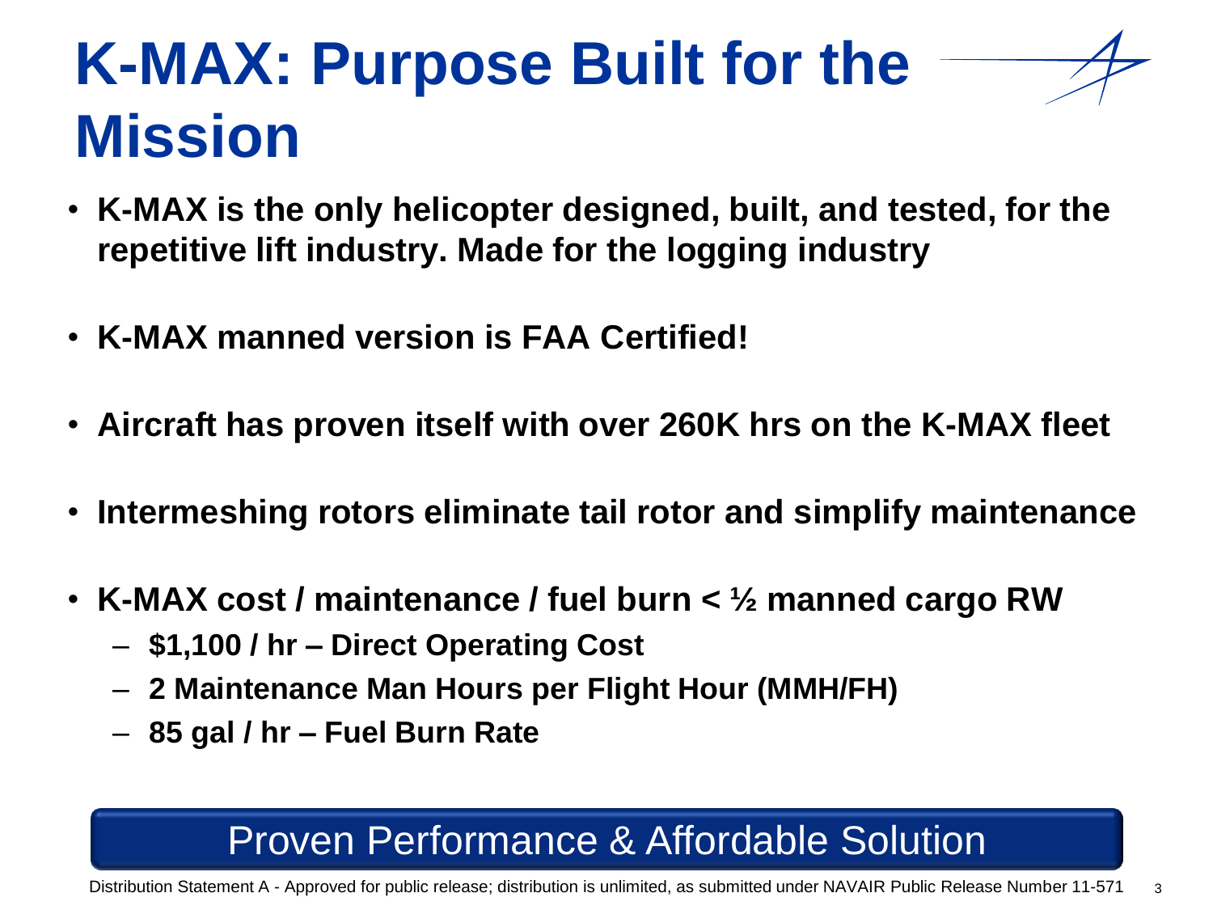# K-MAX: Purpose Built for the Mission

- **K-MAX is the only helicopter designed, built, and tested, for the repetitive lift industry. Made for the logging industry**
- **K-MAX manned version is FAA Certified!**
- **Aircraft has proven itself with over 260K hrs on the K-MAX fleet**
- **Intermeshing rotors eliminate tail rotor and simplify maintenance**
- **K-MAX cost / maintenance / fuel burn < ½ manned cargo RW**
  - **$1,100 / hr – Direct Operating Cost**
  - **2 Maintenance Man Hours per Flight Hour (MMH/FH)**
  - **85 gal / hr – Fuel Burn Rate**

Proven Performance & Affordable Solution

Distribution Statement A - Approved for public release; distribution is unlimited, as submitted under NAVAIR Public Release Number 11-571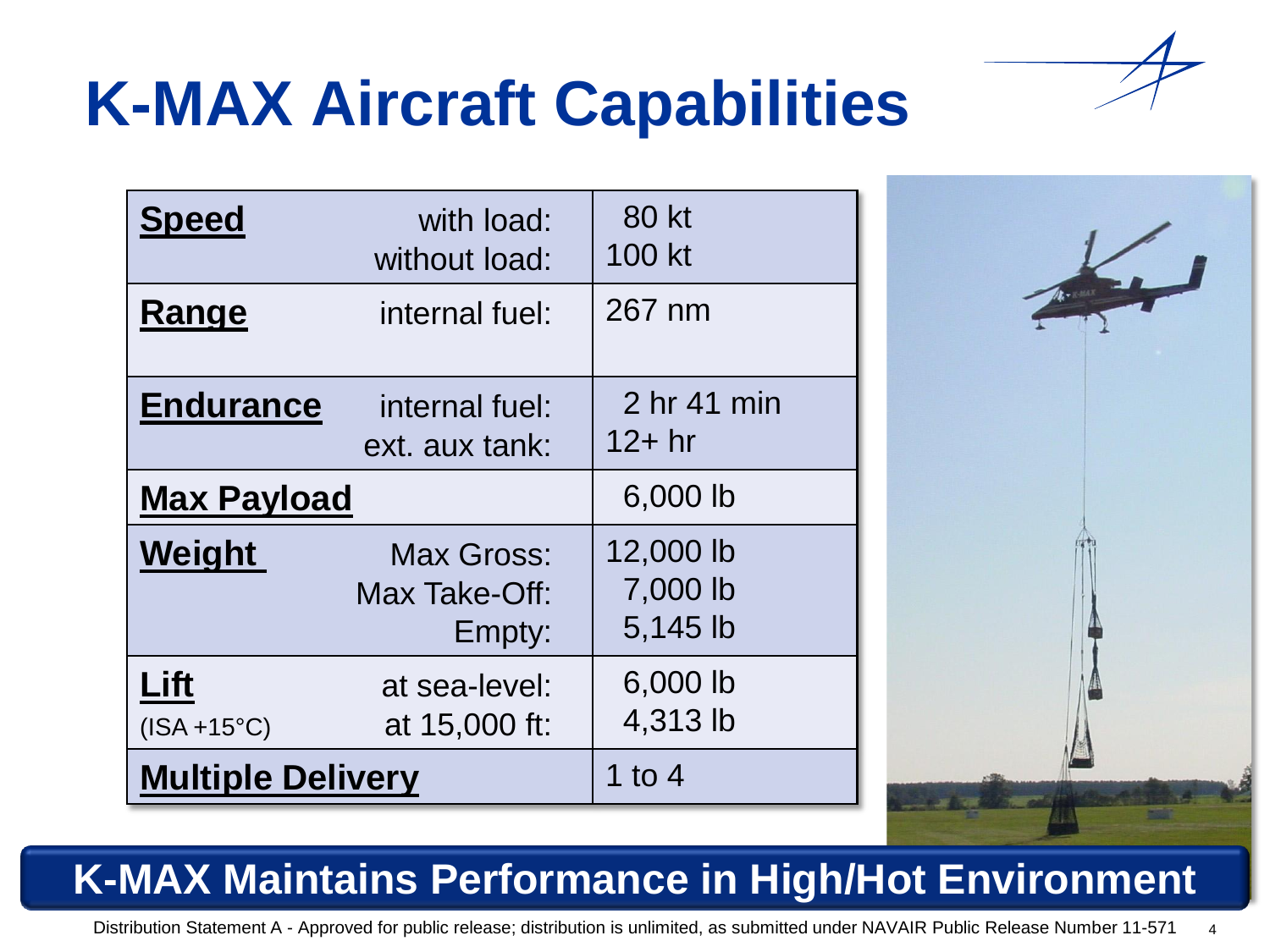# K-MAX Aircraft Capabilities

| | | |
|---|---|---|
| **Speed** | with load:<br>without load: | 80 kt<br>100 kt |
| **Range** | internal fuel: | 267 nm |
| **Endurance** | internal fuel:<br>ext. aux tank: | 2 hr 41 min<br>12+ hr |
| **Max Payload** | | 6,000 lb |
| **Weight** | Max Gross:<br>Max Take-Off:<br>Empty: | 12,000 lb<br>7,000 lb<br>5,145 lb |
| **Lift** (ISA +15°C) | at sea-level:<br>at 15,000 ft: | 6,000 lb<br>4,313 lb |
| **Multiple Delivery** | | 1 to 4 |

**K-MAX Maintains Performance in High/Hot Environment**

Distribution Statement A - Approved for public release; distribution is unlimited, as submitted under NAVAIR Public Release Number 11-571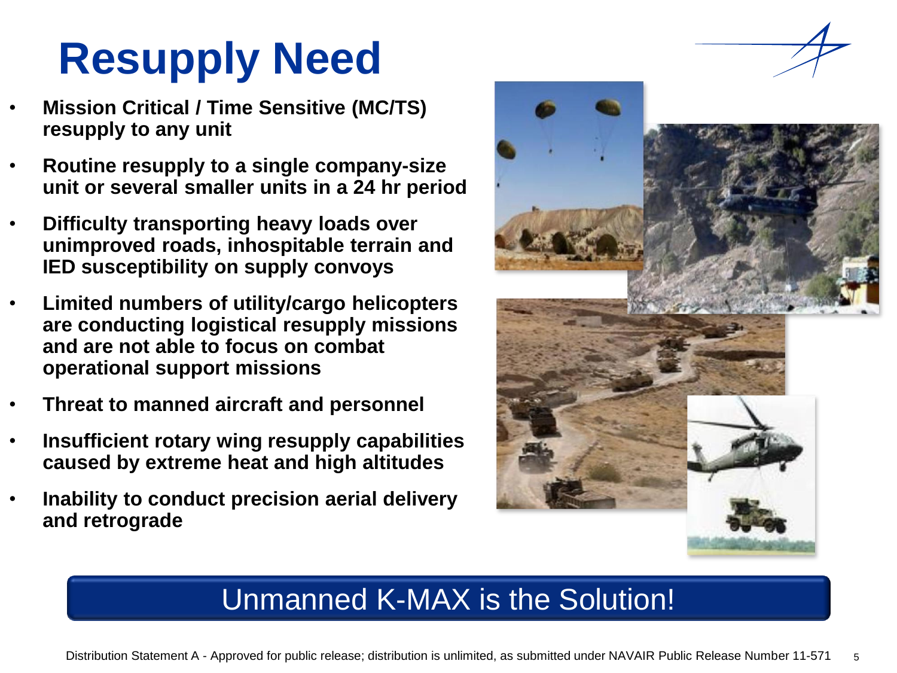# Resupply Need

- **Mission Critical / Time Sensitive (MC/TS) resupply to any unit**
- **Routine resupply to a single company-size unit or several smaller units in a 24 hr period**
- **Difficulty transporting heavy loads over unimproved roads, inhospitable terrain and IED susceptibility on supply convoys**
- **Limited numbers of utility/cargo helicopters are conducting logistical resupply missions and are not able to focus on combat operational support missions**
- **Threat to manned aircraft and personnel**
- **Insufficient rotary wing resupply capabilities caused by extreme heat and high altitudes**
- **Inability to conduct precision aerial delivery and retrograde**

Unmanned K-MAX is the Solution!

Distribution Statement A - Approved for public release; distribution is unlimited, as submitted under NAVAIR Public Release Number 11-571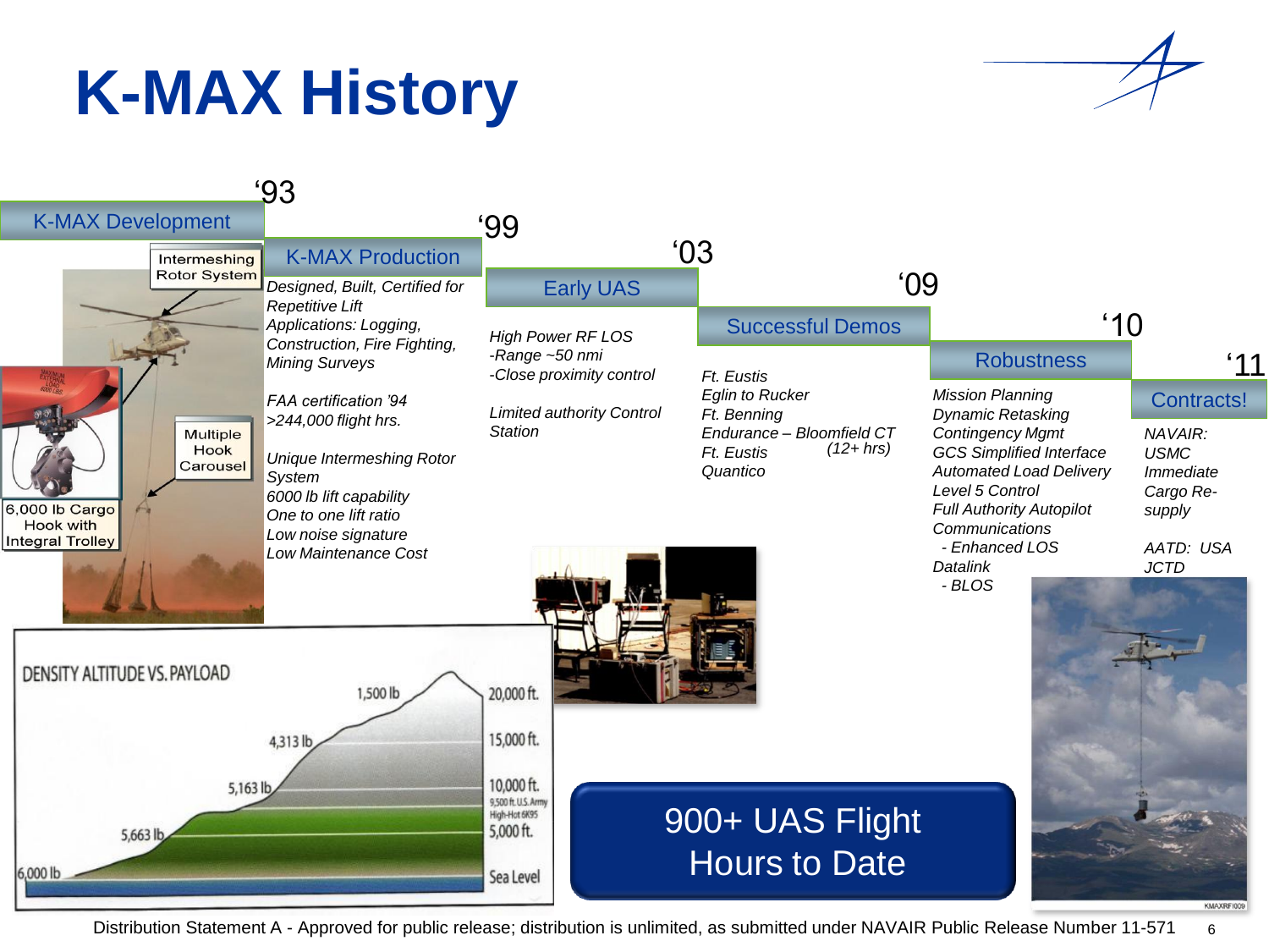# K-MAX History

## K-MAX Development ('93)

- Intermeshing Rotor System
- Multiple Hook Carousel
- 6,000 lb Cargo Hook with Integral Trolley

### Density Altitude vs. Payload

| Altitude | Payload |
|---|---|
| Sea Level | 6,000 lb |
| 5,000 ft. | 5,663 lb |
| 10,000 ft. | 5,163 lb |
| 15,000 ft. | 4,313 lb |
| 20,000 ft. | 1,500 lb |

9,500 ft. U.S. Army High-Hot 6K95

## K-MAX Production ('99)

*Designed, Built, Certified for Repetitive Lift*
*Applications: Logging, Construction, Fire Fighting, Mining Surveys*

*FAA certification '94*
*>244,000 flight hrs.*

*Unique Intermeshing Rotor System*
*6000 lb lift capability*
*One to one lift ratio*
*Low noise signature*
*Low Maintenance Cost*

## Early UAS ('03)

*High Power RF LOS*
*-Range ~50 nmi*
*-Close proximity control*

*Limited authority Control Station*

## Successful Demos ('09)

*Ft. Eustis*
*Eglin to Rucker*
*Ft. Benning*
*Endurance – Bloomfield CT (12+ hrs)*
*Ft. Eustis*
*Quantico*

## Robustness ('10)

*Mission Planning*
*Dynamic Retasking*
*Contingency Mgmt*
*GCS Simplified Interface*
*Automated Load Delivery*
*Level 5 Control*
*Full Authority Autopilot*
*Communications*
- *Enhanced LOS*

*Datalink*
- *BLOS*

## Contracts! ('11)

*NAVAIR: USMC Immediate Cargo Re-supply*

*AATD: USA JCTD*

**900+ UAS Flight Hours to Date**

Distribution Statement A - Approved for public release; distribution is unlimited, as submitted under NAVAIR Public Release Number 11-571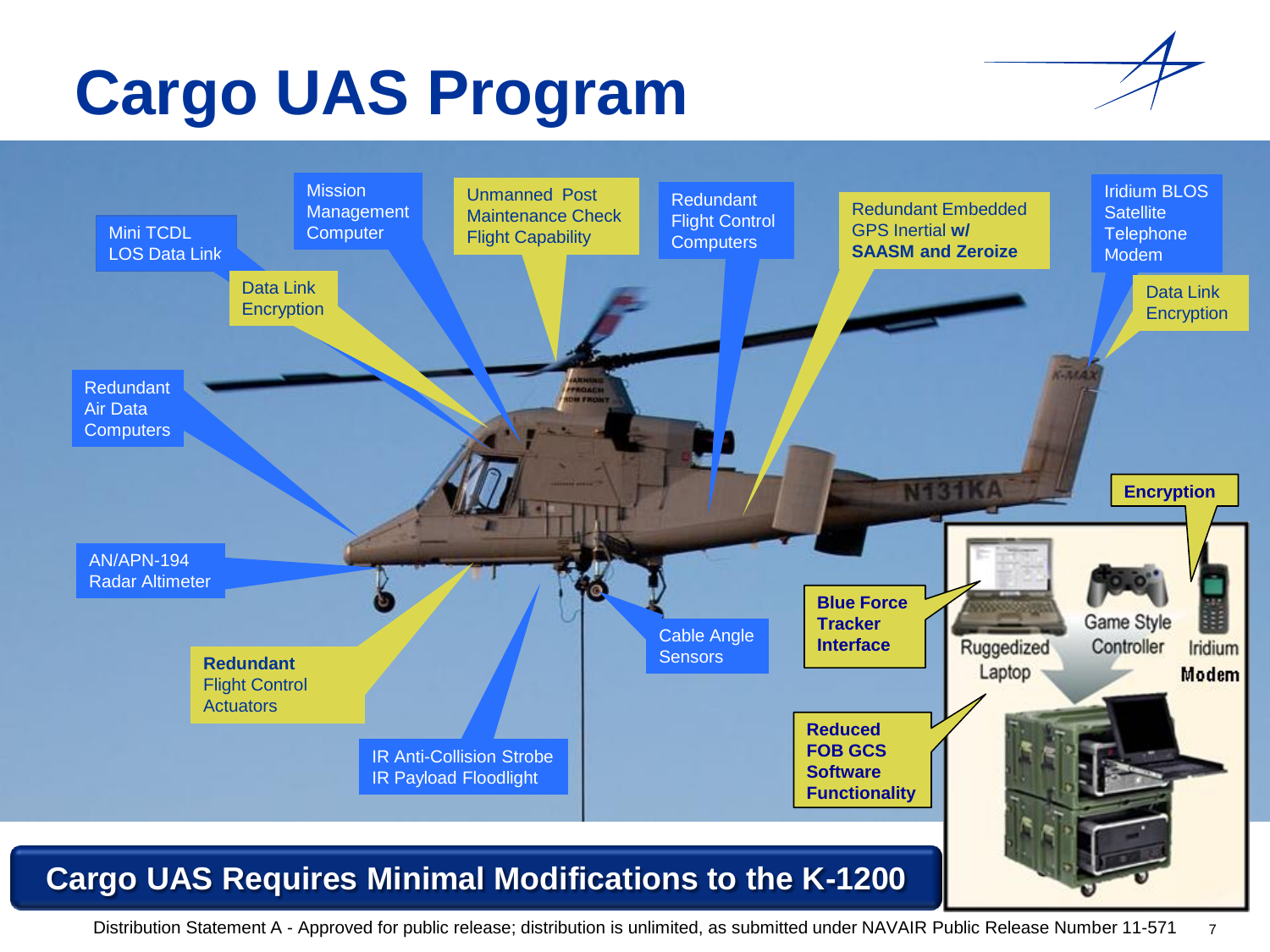# Cargo UAS Program

- Mini TCDL LOS Data Link
- Mission Management Computer
- Unmanned Post Maintenance Check Flight Capability
- Redundant Flight Control Computers
- Redundant Embedded GPS Inertial **w/ SAASM and Zeroize**
- Iridium BLOS Satellite Telephone Modem
- Data Link Encryption
- Data Link Encryption
- Redundant Air Data Computers
- AN/APN-194 Radar Altimeter
- **Redundant** Flight Control Actuators
- IR Anti-Collision Strobe IR Payload Floodlight
- Cable Angle Sensors
- **Encryption**
- **Blue Force Tracker Interface**
- **Reduced FOB GCS Software Functionality**
- Ruggedized Laptop
- Game Style Controller
- Iridium Modem

**Cargo UAS Requires Minimal Modifications to the K-1200**

Distribution Statement A - Approved for public release; distribution is unlimited, as submitted under NAVAIR Public Release Number 11-571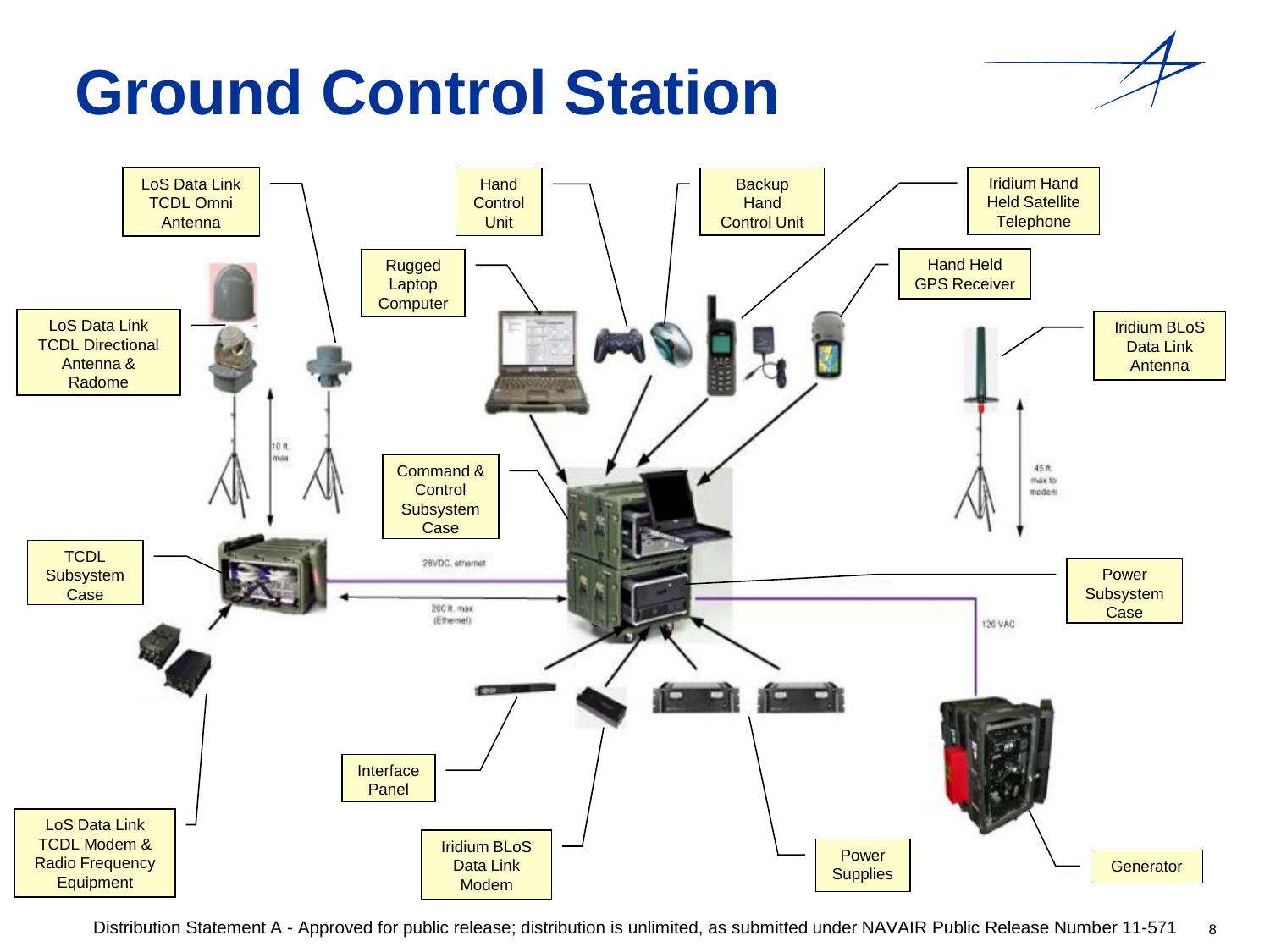# Ground Control Station

LoS Data Link TCDL Omni Antenna

Hand Control Unit

Backup Hand Control Unit

Iridium Hand Held Satellite Telephone

Rugged Laptop Computer

Hand Held GPS Receiver

LoS Data Link TCDL Directional Antenna & Radome

Iridium BLoS Data Link Antenna

10 ft. max

45 ft. max to modem

Command & Control Subsystem Case

TCDL Subsystem Case

28VDC, ethernet

200 ft. max (Ethernet)

Power Subsystem Case

120 VAC

Interface Panel

LoS Data Link TCDL Modem & Radio Frequency Equipment

Iridium BLoS Data Link Modem

Power Supplies

Generator

Distribution Statement A - Approved for public release; distribution is unlimited, as submitted under NAVAIR Public Release Number 11-571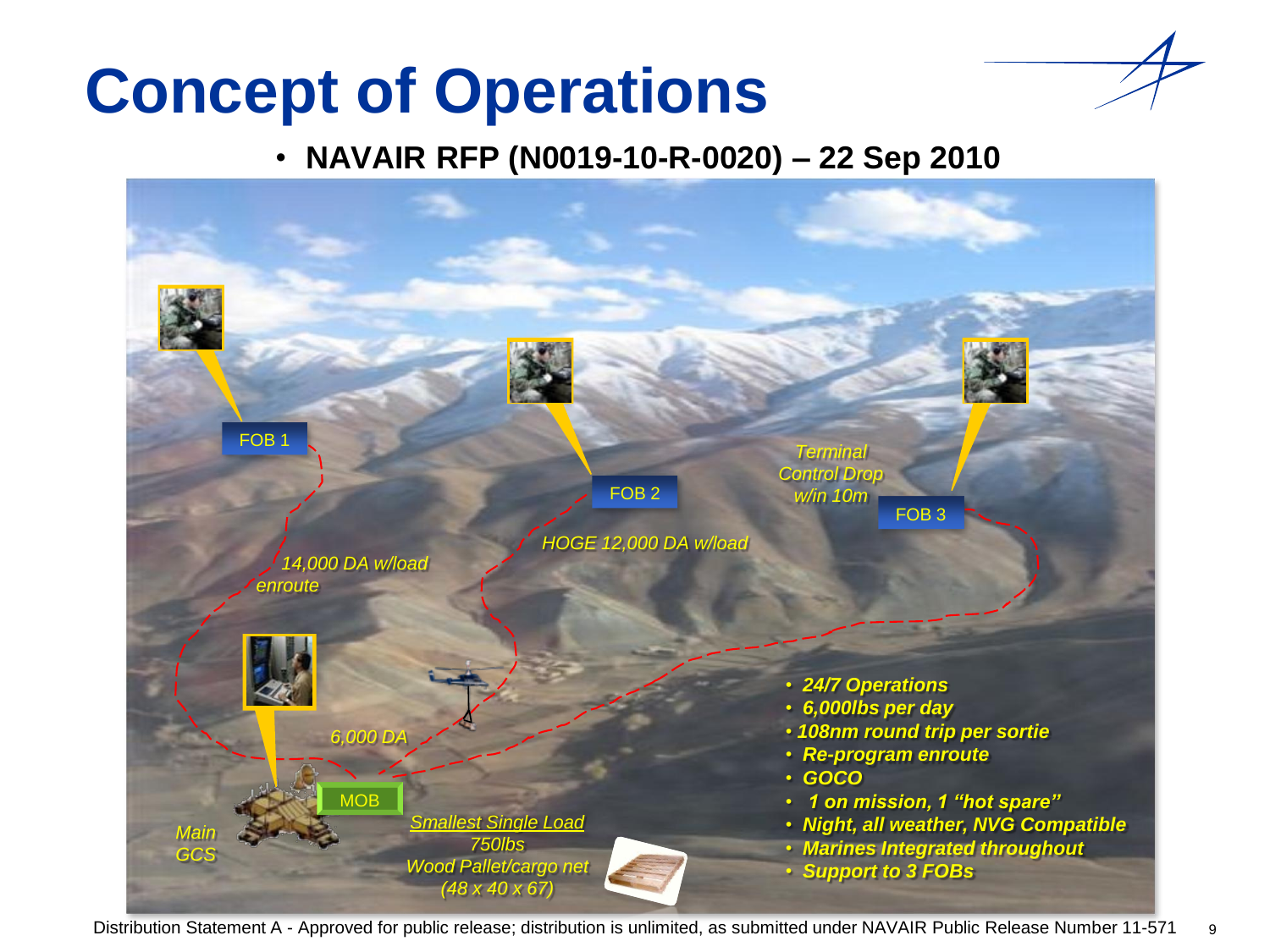# Concept of Operations

- **NAVAIR RFP (N0019-10-R-0020) – 22 Sep 2010**

FOB 1

FOB 2

FOB 3

*Terminal Control Drop w/in 10m*

*HOGE 12,000 DA w/load*

*14,000 DA w/load enroute*

*6,000 DA*

MOB

*Main GCS*

*Smallest Single Load*
*750lbs*
*Wood Pallet/cargo net*
*(48 x 40 x 67)*

- ***24/7 Operations***
- ***6,000lbs per day***
- ***108nm round trip per sortie***
- ***Re-program enroute***
- ***GOCO***
- ***1 on mission, 1 "hot spare"***
- ***Night, all weather, NVG Compatible***
- ***Marines Integrated throughout***
- ***Support to 3 FOBs***

Distribution Statement A - Approved for public release; distribution is unlimited, as submitted under NAVAIR Public Release Number 11-571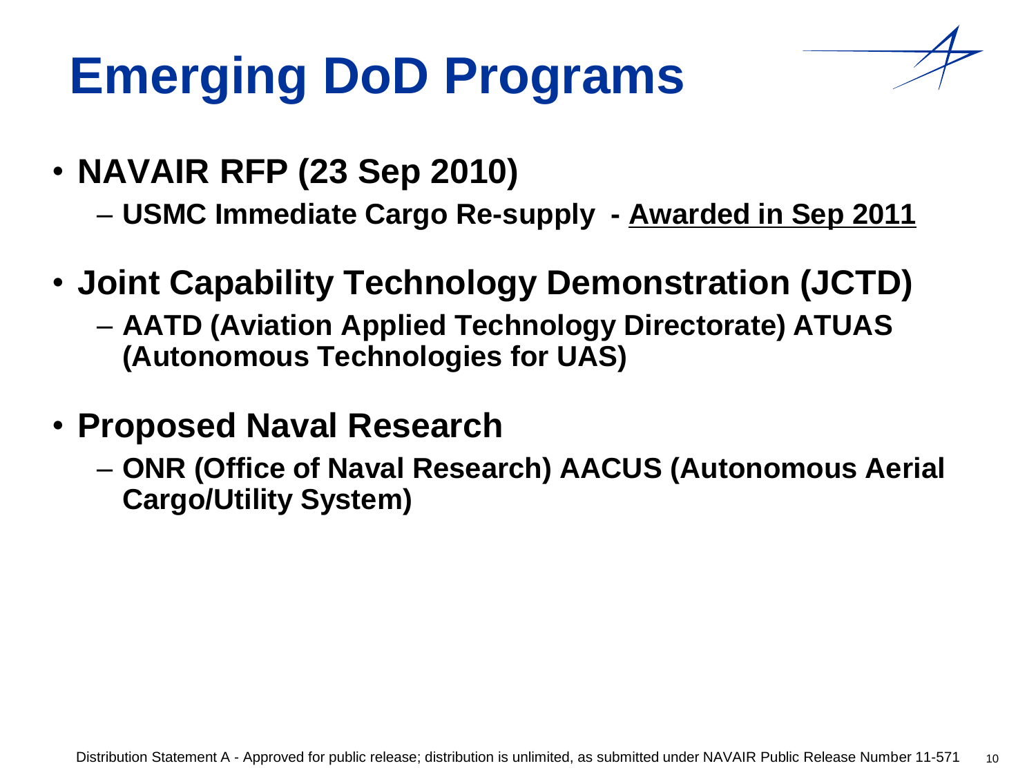# Emerging DoD Programs

- **NAVAIR RFP (23 Sep 2010)**
  - **USMC Immediate Cargo Re-supply - <u>Awarded in Sep 2011</u>**
- **Joint Capability Technology Demonstration (JCTD)**
  - **AATD (Aviation Applied Technology Directorate) ATUAS (Autonomous Technologies for UAS)**
- **Proposed Naval Research**
  - **ONR (Office of Naval Research) AACUS (Autonomous Aerial Cargo/Utility System)**

Distribution Statement A - Approved for public release; distribution is unlimited, as submitted under NAVAIR Public Release Number 11-571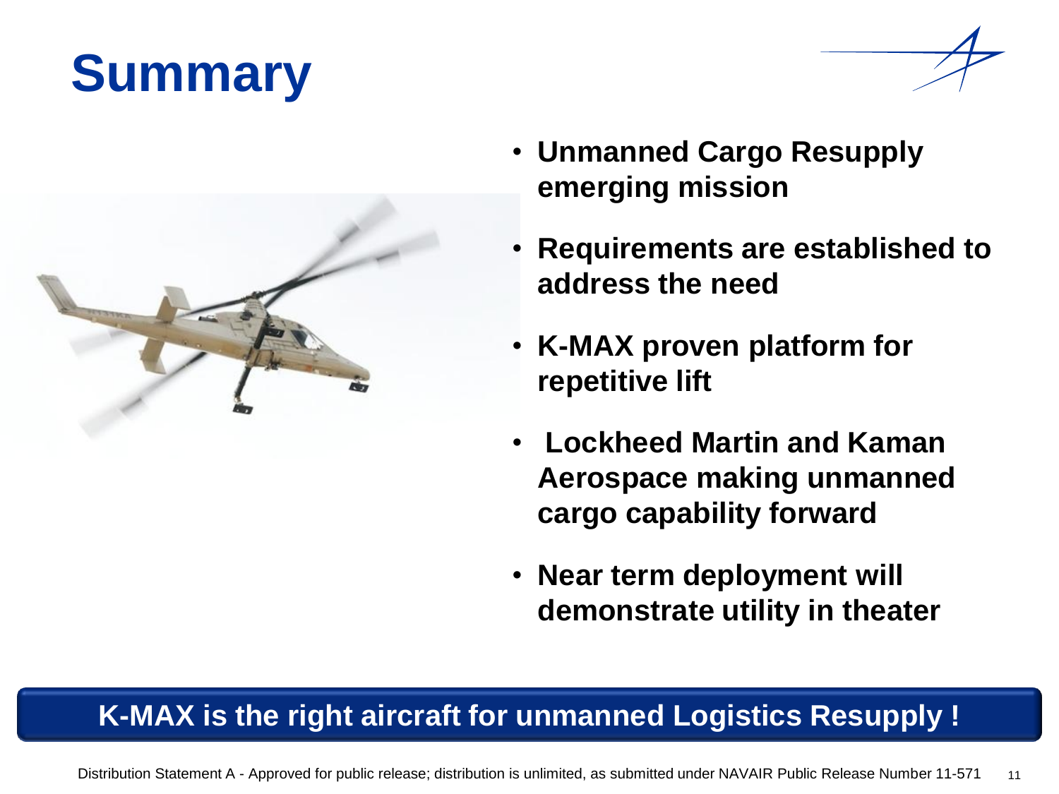# Summary

- **Unmanned Cargo Resupply emerging mission**
- **Requirements are established to address the need**
- **K-MAX proven platform for repetitive lift**
- **Lockheed Martin and Kaman Aerospace making unmanned cargo capability forward**
- **Near term deployment will demonstrate utility in theater**

**K-MAX is the right aircraft for unmanned Logistics Resupply !**

Distribution Statement A - Approved for public release; distribution is unlimited, as submitted under NAVAIR Public Release Number 11-571